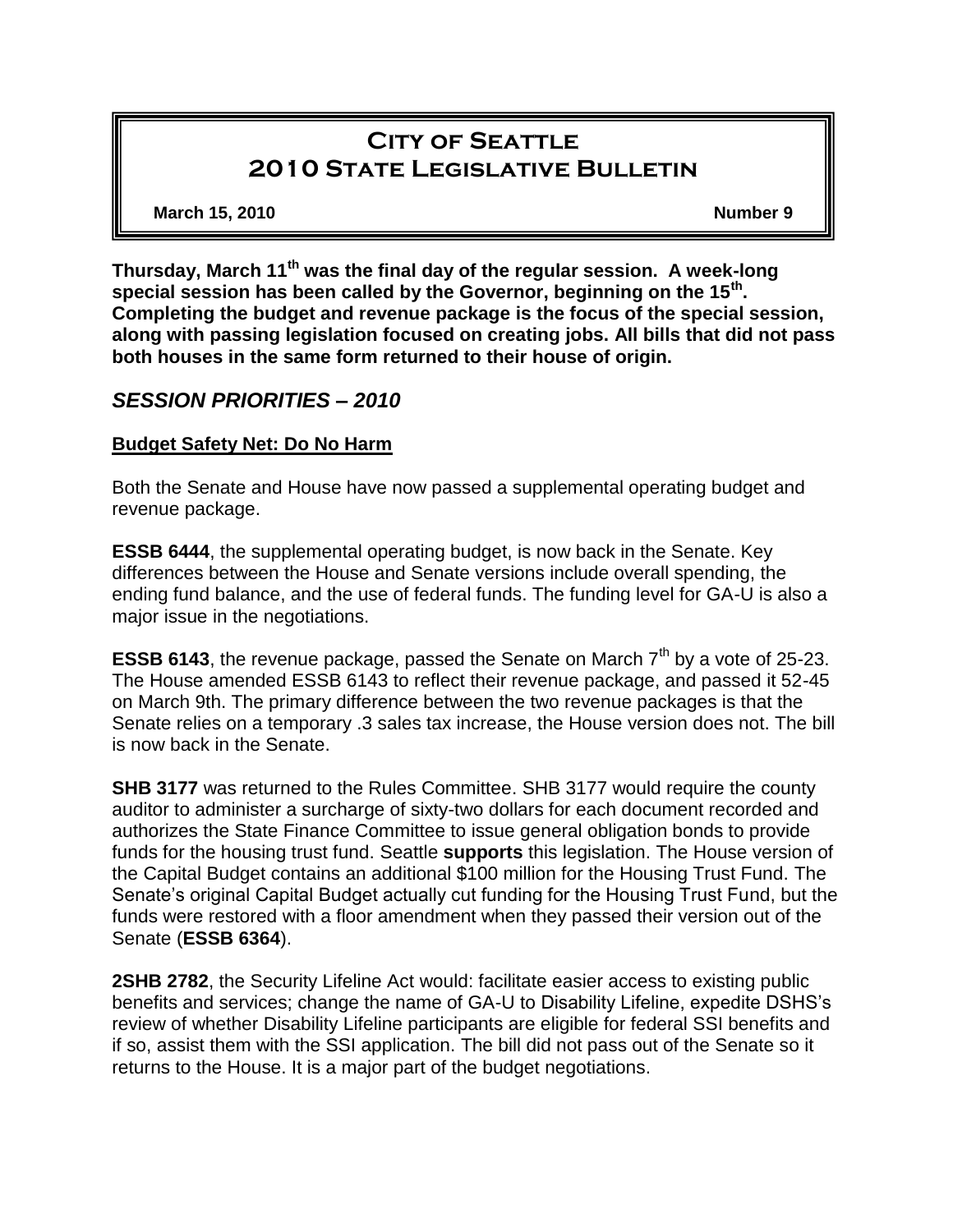# City of Seattle
# 2010 State Legislative Bulletin

**March 15, 2010** **Number 9**

**Thursday, March 11th was the final day of the regular session. A week-long special session has been called by the Governor, beginning on the 15th. Completing the budget and revenue package is the focus of the special session, along with passing legislation focused on creating jobs. All bills that did not pass both houses in the same form returned to their house of origin.**

## *SESSION PRIORITIES – 2010*

### Budget Safety Net: Do No Harm

Both the Senate and House have now passed a supplemental operating budget and revenue package.

**ESSB 6444**, the supplemental operating budget, is now back in the Senate. Key differences between the House and Senate versions include overall spending, the ending fund balance, and the use of federal funds. The funding level for GA-U is also a major issue in the negotiations.

**ESSB 6143**, the revenue package, passed the Senate on March 7th by a vote of 25-23. The House amended ESSB 6143 to reflect their revenue package, and passed it 52-45 on March 9th. The primary difference between the two revenue packages is that the Senate relies on a temporary .3 sales tax increase, the House version does not. The bill is now back in the Senate.

**SHB 3177** was returned to the Rules Committee. SHB 3177 would require the county auditor to administer a surcharge of sixty-two dollars for each document recorded and authorizes the State Finance Committee to issue general obligation bonds to provide funds for the housing trust fund. Seattle **supports** this legislation. The House version of the Capital Budget contains an additional $100 million for the Housing Trust Fund. The Senate's original Capital Budget actually cut funding for the Housing Trust Fund, but the funds were restored with a floor amendment when they passed their version out of the Senate (**ESSB 6364**).

**2SHB 2782**, the Security Lifeline Act would: facilitate easier access to existing public benefits and services; change the name of GA-U to Disability Lifeline, expedite DSHS's review of whether Disability Lifeline participants are eligible for federal SSI benefits and if so, assist them with the SSI application. The bill did not pass out of the Senate so it returns to the House. It is a major part of the budget negotiations.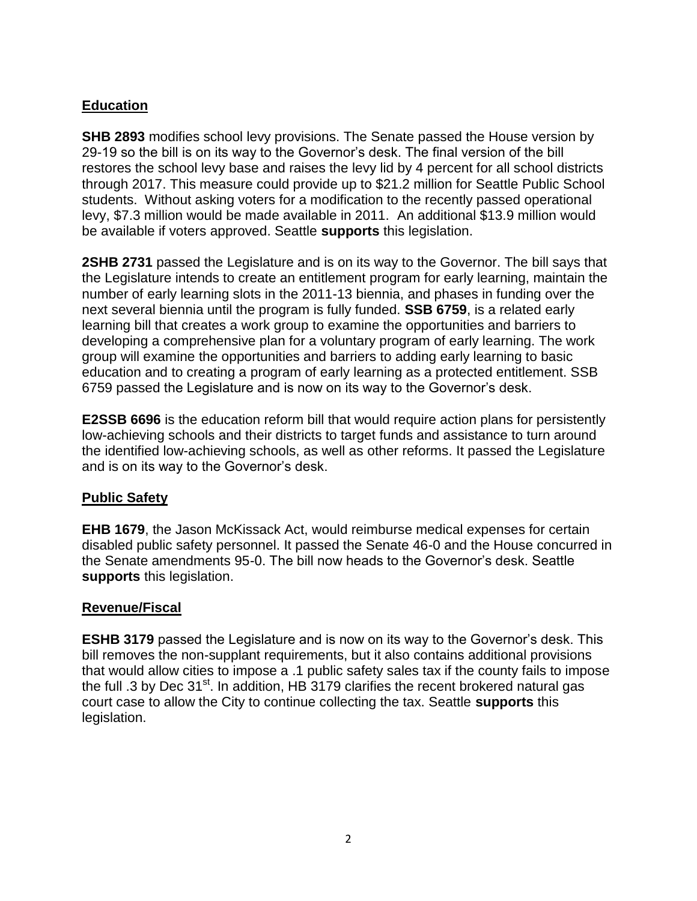## Education

**SHB 2893** modifies school levy provisions. The Senate passed the House version by 29-19 so the bill is on its way to the Governor's desk. The final version of the bill restores the school levy base and raises the levy lid by 4 percent for all school districts through 2017. This measure could provide up to $21.2 million for Seattle Public School students. Without asking voters for a modification to the recently passed operational levy, $7.3 million would be made available in 2011. An additional $13.9 million would be available if voters approved. Seattle **supports** this legislation.

**2SHB 2731** passed the Legislature and is on its way to the Governor. The bill says that the Legislature intends to create an entitlement program for early learning, maintain the number of early learning slots in the 2011-13 biennia, and phases in funding over the next several biennia until the program is fully funded. **SSB 6759**, is a related early learning bill that creates a work group to examine the opportunities and barriers to developing a comprehensive plan for a voluntary program of early learning. The work group will examine the opportunities and barriers to adding early learning to basic education and to creating a program of early learning as a protected entitlement. SSB 6759 passed the Legislature and is now on its way to the Governor's desk.

**E2SSB 6696** is the education reform bill that would require action plans for persistently low-achieving schools and their districts to target funds and assistance to turn around the identified low-achieving schools, as well as other reforms. It passed the Legislature and is on its way to the Governor's desk.

## Public Safety

**EHB 1679**, the Jason McKissack Act, would reimburse medical expenses for certain disabled public safety personnel. It passed the Senate 46-0 and the House concurred in the Senate amendments 95-0. The bill now heads to the Governor's desk. Seattle **supports** this legislation.

## Revenue/Fiscal

**ESHB 3179** passed the Legislature and is now on its way to the Governor's desk. This bill removes the non-supplant requirements, but it also contains additional provisions that would allow cities to impose a .1 public safety sales tax if the county fails to impose the full .3 by Dec 31st. In addition, HB 3179 clarifies the recent brokered natural gas court case to allow the City to continue collecting the tax. Seattle **supports** this legislation.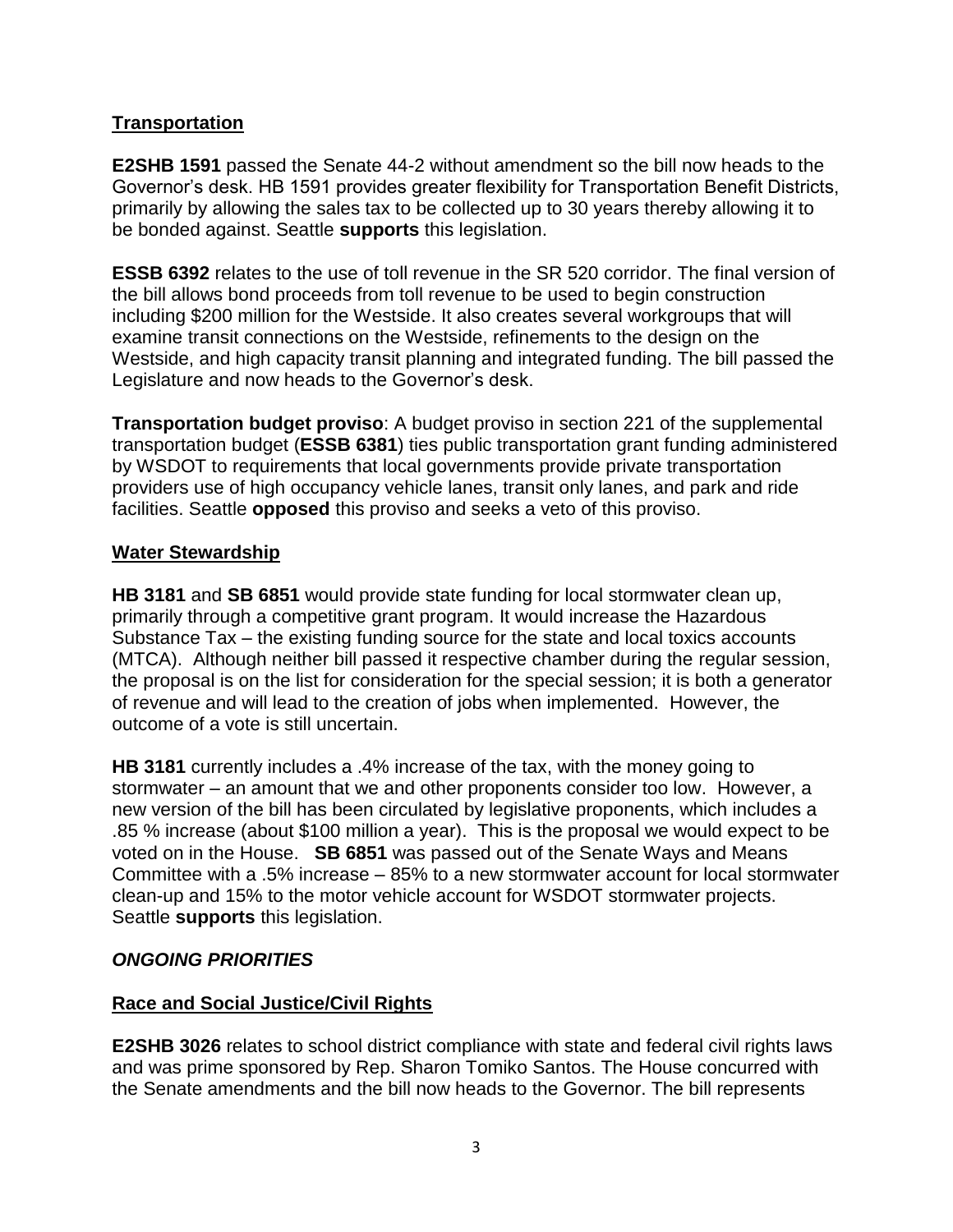## Transportation

**E2SHB 1591** passed the Senate 44-2 without amendment so the bill now heads to the Governor's desk. HB 1591 provides greater flexibility for Transportation Benefit Districts, primarily by allowing the sales tax to be collected up to 30 years thereby allowing it to be bonded against. Seattle **supports** this legislation.

**ESSB 6392** relates to the use of toll revenue in the SR 520 corridor. The final version of the bill allows bond proceeds from toll revenue to be used to begin construction including $200 million for the Westside. It also creates several workgroups that will examine transit connections on the Westside, refinements to the design on the Westside, and high capacity transit planning and integrated funding. The bill passed the Legislature and now heads to the Governor's desk.

**Transportation budget proviso**: A budget proviso in section 221 of the supplemental transportation budget (**ESSB 6381**) ties public transportation grant funding administered by WSDOT to requirements that local governments provide private transportation providers use of high occupancy vehicle lanes, transit only lanes, and park and ride facilities. Seattle **opposed** this proviso and seeks a veto of this proviso.

## Water Stewardship

**HB 3181** and **SB 6851** would provide state funding for local stormwater clean up, primarily through a competitive grant program. It would increase the Hazardous Substance Tax – the existing funding source for the state and local toxics accounts (MTCA). Although neither bill passed it respective chamber during the regular session, the proposal is on the list for consideration for the special session; it is both a generator of revenue and will lead to the creation of jobs when implemented. However, the outcome of a vote is still uncertain.

**HB 3181** currently includes a .4% increase of the tax, with the money going to stormwater – an amount that we and other proponents consider too low. However, a new version of the bill has been circulated by legislative proponents, which includes a .85 % increase (about $100 million a year). This is the proposal we would expect to be voted on in the House. **SB 6851** was passed out of the Senate Ways and Means Committee with a .5% increase – 85% to a new stormwater account for local stormwater clean-up and 15% to the motor vehicle account for WSDOT stormwater projects. Seattle **supports** this legislation.

## *ONGOING PRIORITIES*

## Race and Social Justice/Civil Rights

**E2SHB 3026** relates to school district compliance with state and federal civil rights laws and was prime sponsored by Rep. Sharon Tomiko Santos. The House concurred with the Senate amendments and the bill now heads to the Governor. The bill represents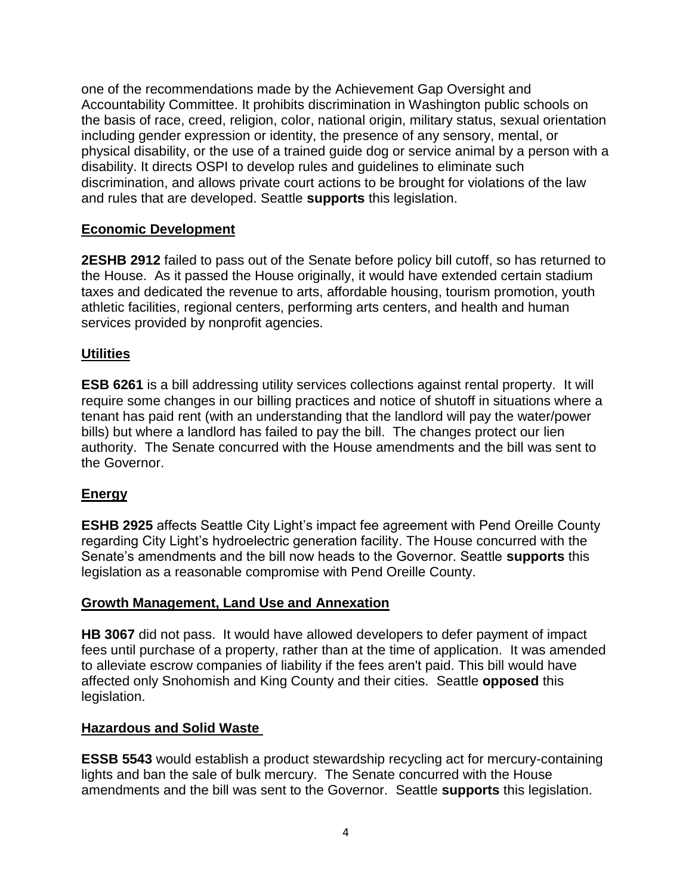one of the recommendations made by the Achievement Gap Oversight and Accountability Committee. It prohibits discrimination in Washington public schools on the basis of race, creed, religion, color, national origin, military status, sexual orientation including gender expression or identity, the presence of any sensory, mental, or physical disability, or the use of a trained guide dog or service animal by a person with a disability. It directs OSPI to develop rules and guidelines to eliminate such discrimination, and allows private court actions to be brought for violations of the law and rules that are developed. Seattle **supports** this legislation.

## Economic Development

**2ESHB 2912** failed to pass out of the Senate before policy bill cutoff, so has returned to the House. As it passed the House originally, it would have extended certain stadium taxes and dedicated the revenue to arts, affordable housing, tourism promotion, youth athletic facilities, regional centers, performing arts centers, and health and human services provided by nonprofit agencies.

## Utilities

**ESB 6261** is a bill addressing utility services collections against rental property. It will require some changes in our billing practices and notice of shutoff in situations where a tenant has paid rent (with an understanding that the landlord will pay the water/power bills) but where a landlord has failed to pay the bill. The changes protect our lien authority. The Senate concurred with the House amendments and the bill was sent to the Governor.

## Energy

**ESHB 2925** affects Seattle City Light's impact fee agreement with Pend Oreille County regarding City Light's hydroelectric generation facility. The House concurred with the Senate's amendments and the bill now heads to the Governor. Seattle **supports** this legislation as a reasonable compromise with Pend Oreille County.

## Growth Management, Land Use and Annexation

**HB 3067** did not pass. It would have allowed developers to defer payment of impact fees until purchase of a property, rather than at the time of application. It was amended to alleviate escrow companies of liability if the fees aren't paid. This bill would have affected only Snohomish and King County and their cities. Seattle **opposed** this legislation.

## Hazardous and Solid Waste

**ESSB 5543** would establish a product stewardship recycling act for mercury-containing lights and ban the sale of bulk mercury. The Senate concurred with the House amendments and the bill was sent to the Governor. Seattle **supports** this legislation.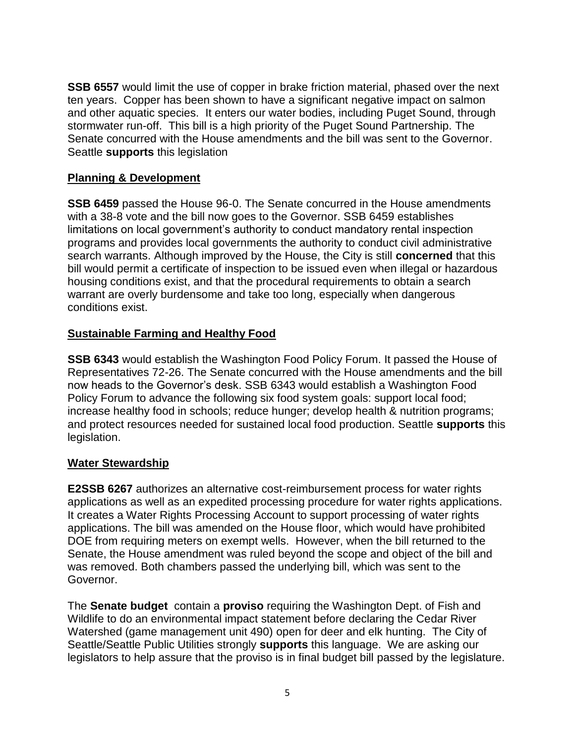**SSB 6557** would limit the use of copper in brake friction material, phased over the next ten years. Copper has been shown to have a significant negative impact on salmon and other aquatic species. It enters our water bodies, including Puget Sound, through stormwater run-off. This bill is a high priority of the Puget Sound Partnership. The Senate concurred with the House amendments and the bill was sent to the Governor. Seattle **supports** this legislation

## Planning & Development

**SSB 6459** passed the House 96-0. The Senate concurred in the House amendments with a 38-8 vote and the bill now goes to the Governor. SSB 6459 establishes limitations on local government's authority to conduct mandatory rental inspection programs and provides local governments the authority to conduct civil administrative search warrants. Although improved by the House, the City is still **concerned** that this bill would permit a certificate of inspection to be issued even when illegal or hazardous housing conditions exist, and that the procedural requirements to obtain a search warrant are overly burdensome and take too long, especially when dangerous conditions exist.

## Sustainable Farming and Healthy Food

**SSB 6343** would establish the Washington Food Policy Forum. It passed the House of Representatives 72-26. The Senate concurred with the House amendments and the bill now heads to the Governor's desk. SSB 6343 would establish a Washington Food Policy Forum to advance the following six food system goals: support local food; increase healthy food in schools; reduce hunger; develop health & nutrition programs; and protect resources needed for sustained local food production. Seattle **supports** this legislation.

## Water Stewardship

**E2SSB 6267** authorizes an alternative cost-reimbursement process for water rights applications as well as an expedited processing procedure for water rights applications. It creates a Water Rights Processing Account to support processing of water rights applications. The bill was amended on the House floor, which would have prohibited DOE from requiring meters on exempt wells. However, when the bill returned to the Senate, the House amendment was ruled beyond the scope and object of the bill and was removed. Both chambers passed the underlying bill, which was sent to the Governor.

The **Senate budget** contain a **proviso** requiring the Washington Dept. of Fish and Wildlife to do an environmental impact statement before declaring the Cedar River Watershed (game management unit 490) open for deer and elk hunting. The City of Seattle/Seattle Public Utilities strongly **supports** this language. We are asking our legislators to help assure that the proviso is in final budget bill passed by the legislature.